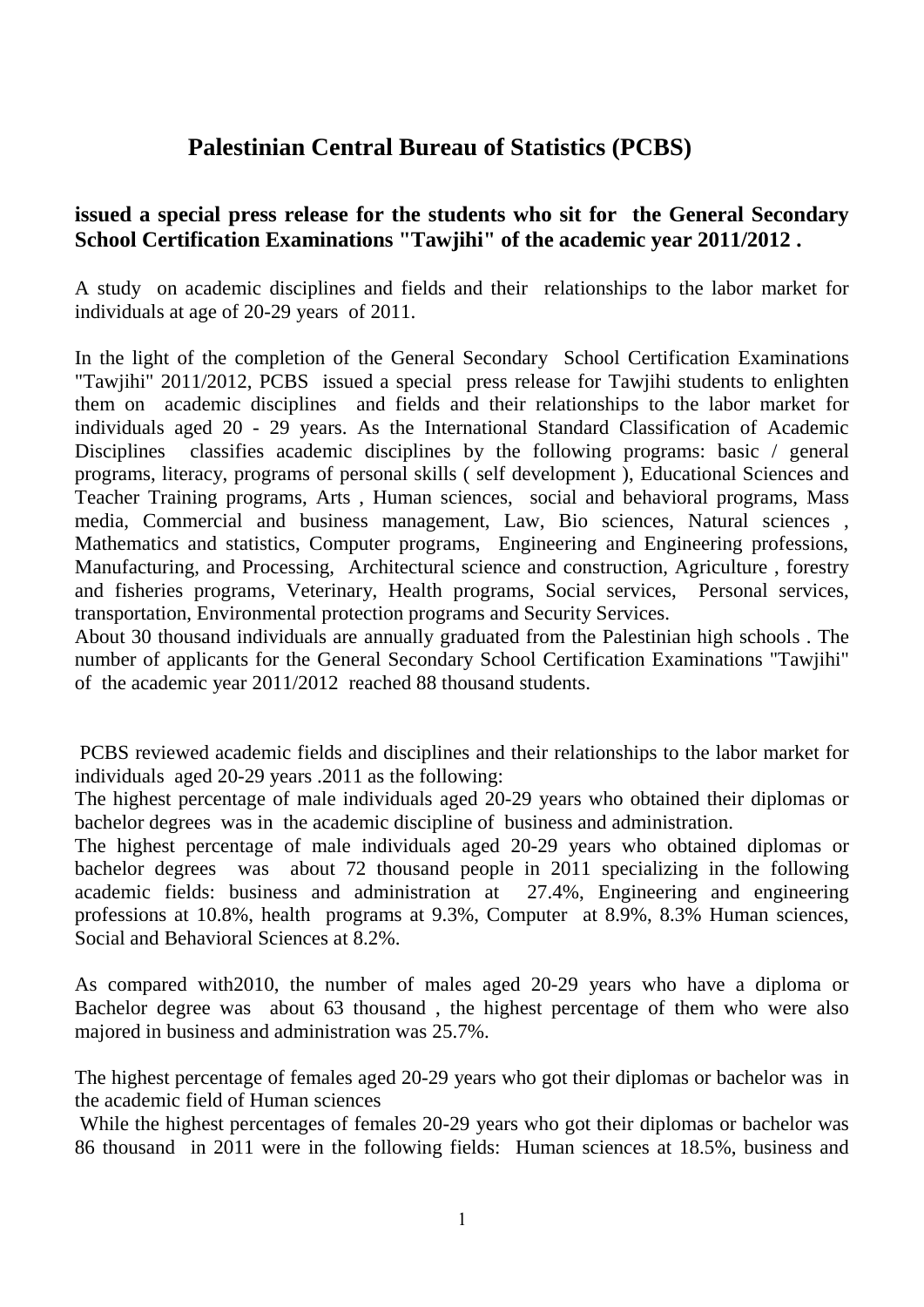# Palestinian Central Bureau of Statistics (PCBS)

**issued a special press release for the students who sit for the General Secondary School Certification Examinations "Tawjihi" of the academic year 2011/2012 .**

A study on academic disciplines and fields and their relationships to the labor market for individuals at age of 20-29 years of 2011.

In the light of the completion of the General Secondary School Certification Examinations "Tawjihi" 2011/2012, PCBS issued a special press release for Tawjihi students to enlighten them on academic disciplines and fields and their relationships to the labor market for individuals aged 20 - 29 years. As the International Standard Classification of Academic Disciplines classifies academic disciplines by the following programs: basic / general programs, literacy, programs of personal skills ( self development ), Educational Sciences and Teacher Training programs, Arts , Human sciences, social and behavioral programs, Mass media, Commercial and business management, Law, Bio sciences, Natural sciences , Mathematics and statistics, Computer programs, Engineering and Engineering professions, Manufacturing, and Processing, Architectural science and construction, Agriculture , forestry and fisheries programs, Veterinary, Health programs, Social services, Personal services, transportation, Environmental protection programs and Security Services.
About 30 thousand individuals are annually graduated from the Palestinian high schools . The number of applicants for the General Secondary School Certification Examinations "Tawjihi" of the academic year 2011/2012 reached 88 thousand students.

PCBS reviewed academic fields and disciplines and their relationships to the labor market for individuals aged 20-29 years .2011 as the following:
The highest percentage of male individuals aged 20-29 years who obtained their diplomas or bachelor degrees was in the academic discipline of business and administration.
The highest percentage of male individuals aged 20-29 years who obtained diplomas or bachelor degrees was about 72 thousand people in 2011 specializing in the following academic fields: business and administration at 27.4%, Engineering and engineering professions at 10.8%, health programs at 9.3%, Computer at 8.9%, 8.3% Human sciences, Social and Behavioral Sciences at 8.2%.

As compared with2010, the number of males aged 20-29 years who have a diploma or Bachelor degree was about 63 thousand , the highest percentage of them who were also majored in business and administration was 25.7%.

The highest percentage of females aged 20-29 years who got their diplomas or bachelor was in the academic field of Human sciences
While the highest percentages of females 20-29 years who got their diplomas or bachelor was 86 thousand in 2011 were in the following fields: Human sciences at 18.5%, business and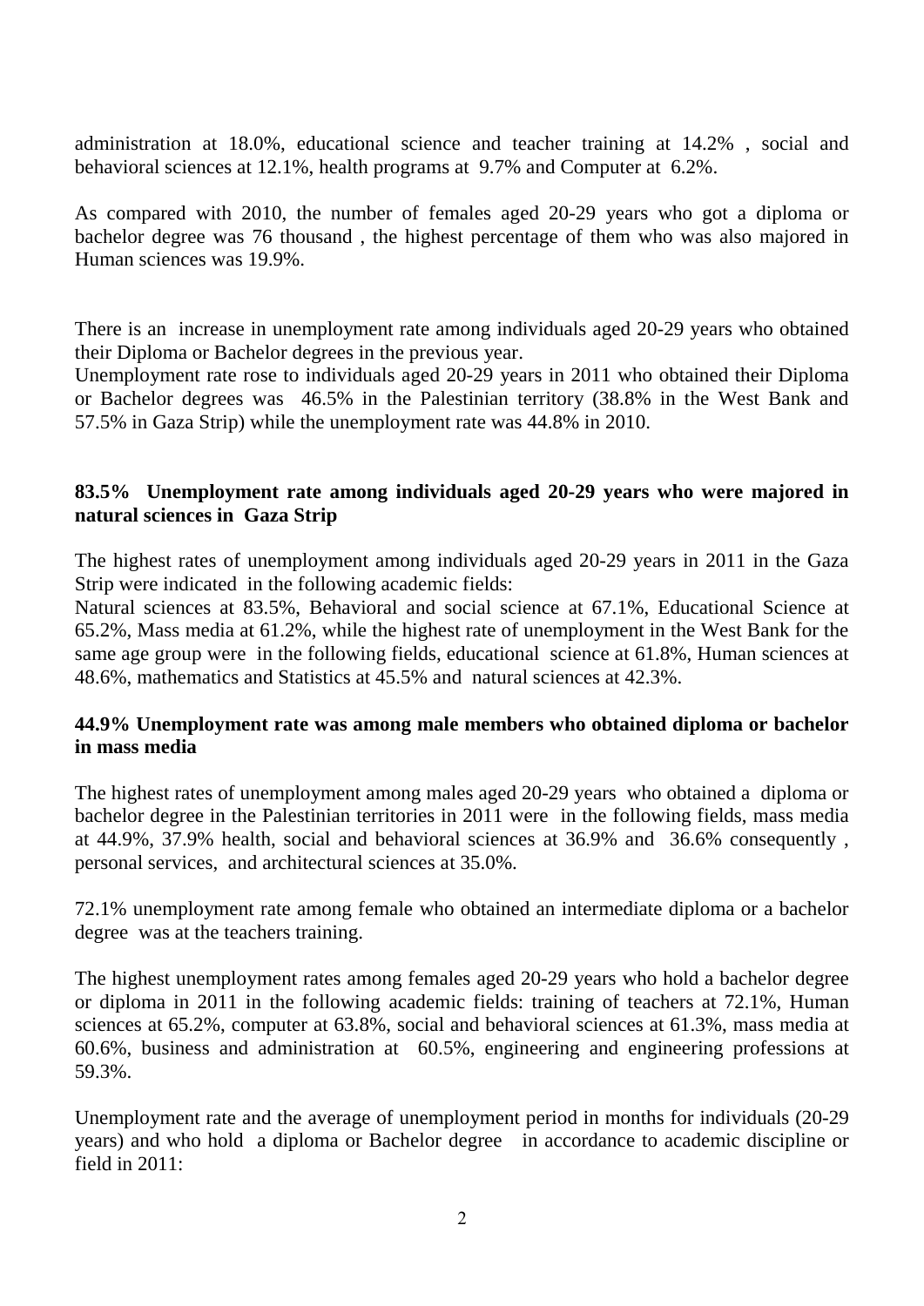administration at 18.0%, educational science and teacher training at 14.2% , social and behavioral sciences at 12.1%, health programs at 9.7% and Computer at 6.2%.

As compared with 2010, the number of females aged 20-29 years who got a diploma or bachelor degree was 76 thousand , the highest percentage of them who was also majored in Human sciences was 19.9%.

There is an increase in unemployment rate among individuals aged 20-29 years who obtained their Diploma or Bachelor degrees in the previous year.

Unemployment rate rose to individuals aged 20-29 years in 2011 who obtained their Diploma or Bachelor degrees was 46.5% in the Palestinian territory (38.8% in the West Bank and 57.5% in Gaza Strip) while the unemployment rate was 44.8% in 2010.

**83.5% Unemployment rate among individuals aged 20-29 years who were majored in natural sciences in Gaza Strip**

The highest rates of unemployment among individuals aged 20-29 years in 2011 in the Gaza Strip were indicated in the following academic fields:

Natural sciences at 83.5%, Behavioral and social science at 67.1%, Educational Science at 65.2%, Mass media at 61.2%, while the highest rate of unemployment in the West Bank for the same age group were in the following fields, educational science at 61.8%, Human sciences at 48.6%, mathematics and Statistics at 45.5% and natural sciences at 42.3%.

**44.9% Unemployment rate was among male members who obtained diploma or bachelor in mass media**

The highest rates of unemployment among males aged 20-29 years who obtained a diploma or bachelor degree in the Palestinian territories in 2011 were in the following fields, mass media at 44.9%, 37.9% health, social and behavioral sciences at 36.9% and 36.6% consequently , personal services, and architectural sciences at 35.0%.

72.1% unemployment rate among female who obtained an intermediate diploma or a bachelor degree was at the teachers training.

The highest unemployment rates among females aged 20-29 years who hold a bachelor degree or diploma in 2011 in the following academic fields: training of teachers at 72.1%, Human sciences at 65.2%, computer at 63.8%, social and behavioral sciences at 61.3%, mass media at 60.6%, business and administration at 60.5%, engineering and engineering professions at 59.3%.

Unemployment rate and the average of unemployment period in months for individuals (20-29 years) and who hold a diploma or Bachelor degree in accordance to academic discipline or field in 2011: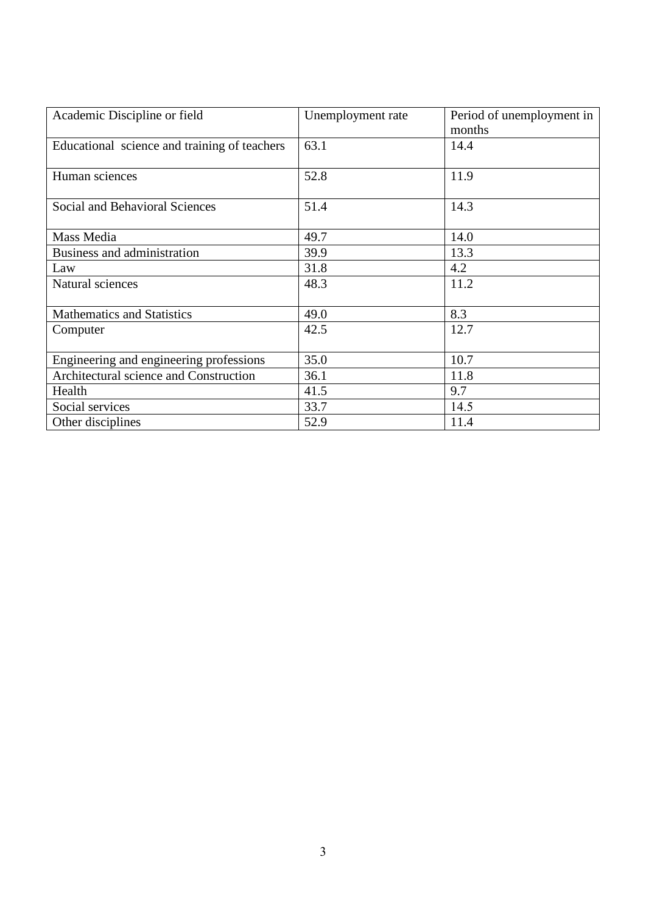| Academic Discipline or field | Unemployment rate | Period of unemployment in months |
|---|---|---|
| Educational science and training of teachers | 63.1 | 14.4 |
| Human sciences | 52.8 | 11.9 |
| Social and Behavioral Sciences | 51.4 | 14.3 |
| Mass Media | 49.7 | 14.0 |
| Business and administration | 39.9 | 13.3 |
| Law | 31.8 | 4.2 |
| Natural sciences | 48.3 | 11.2 |
| Mathematics and Statistics | 49.0 | 8.3 |
| Computer | 42.5 | 12.7 |
| Engineering and engineering professions | 35.0 | 10.7 |
| Architectural science and Construction | 36.1 | 11.8 |
| Health | 41.5 | 9.7 |
| Social services | 33.7 | 14.5 |
| Other disciplines | 52.9 | 11.4 |